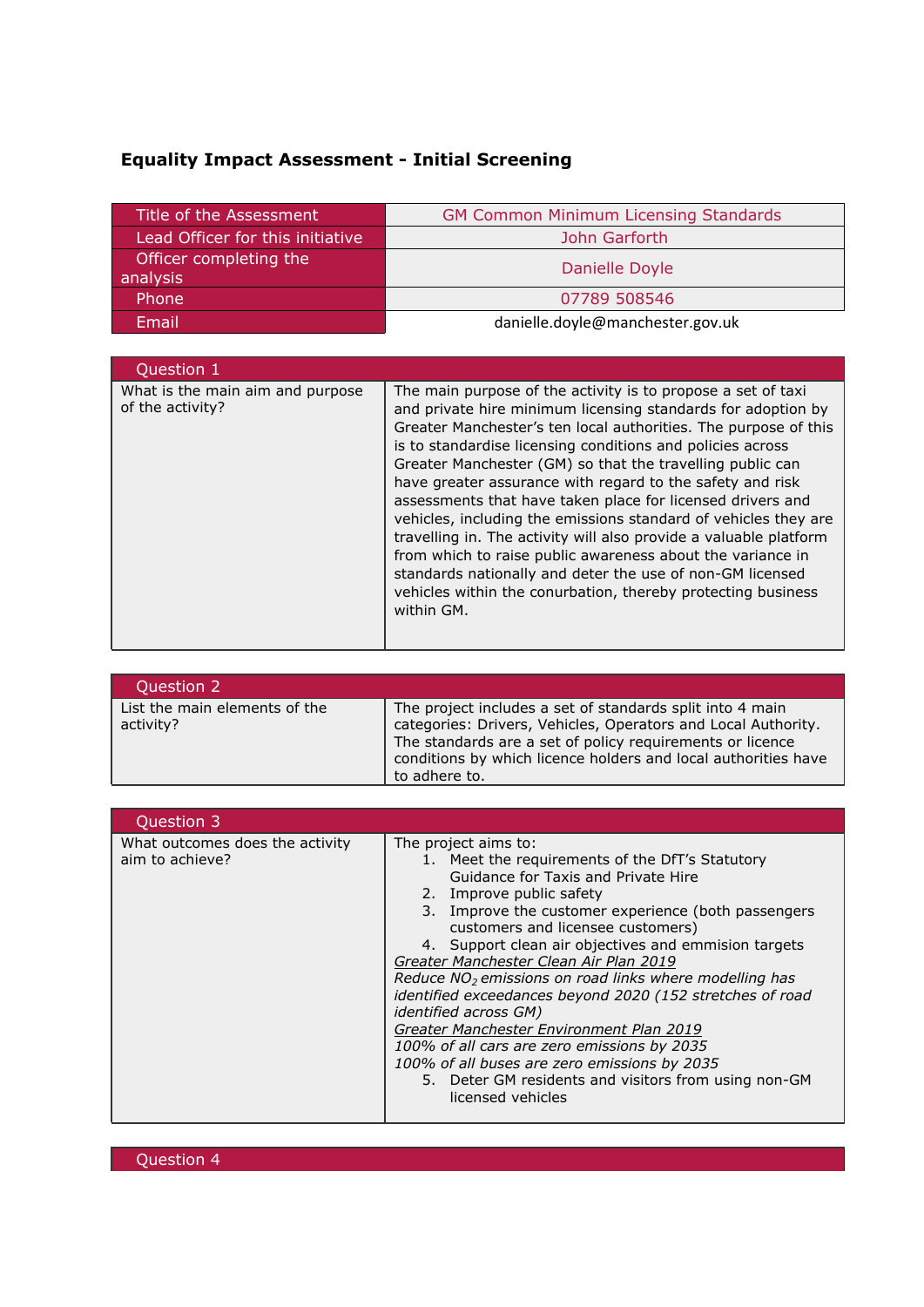# Equality Impact Assessment - Initial Screening

| Title of the Assessment | GM Common Minimum Licensing Standards |
|---|---|
| Lead Officer for this initiative | John Garforth |
| Officer completing the analysis | Danielle Doyle |
| Phone | 07789 508546 |
| Email | danielle.doyle@manchester.gov.uk |

| Question 1 | |
|---|---|
| What is the main aim and purpose of the activity? | The main purpose of the activity is to propose a set of taxi and private hire minimum licensing standards for adoption by Greater Manchester's ten local authorities. The purpose of this is to standardise licensing conditions and policies across Greater Manchester (GM) so that the travelling public can have greater assurance with regard to the safety and risk assessments that have taken place for licensed drivers and vehicles, including the emissions standard of vehicles they are travelling in. The activity will also provide a valuable platform from which to raise public awareness about the variance in standards nationally and deter the use of non-GM licensed vehicles within the conurbation, thereby protecting business within GM. |

| Question 2 | |
|---|---|
| List the main elements of the activity? | The project includes a set of standards split into 4 main categories: Drivers, Vehicles, Operators and Local Authority. The standards are a set of policy requirements or licence conditions by which licence holders and local authorities have to adhere to. |

| Question 3 | |
|---|---|
| What outcomes does the activity aim to achieve? | The project aims to:<br>1. Meet the requirements of the DfT's Statutory Guidance for Taxis and Private Hire<br>2. Improve public safety<br>3. Improve the customer experience (both passengers customers and licensee customers)<br>4. Support clean air objectives and emmision targets<br>*Greater Manchester Clean Air Plan 2019*<br>*Reduce $NO_2$ emissions on road links where modelling has identified exceedances beyond 2020 (152 stretches of road identified across GM)*<br>*Greater Manchester Environment Plan 2019*<br>*100% of all cars are zero emissions by 2035*<br>*100% of all buses are zero emissions by 2035*<br>5. Deter GM residents and visitors from using non-GM licensed vehicles |

| Question 4 |
|---|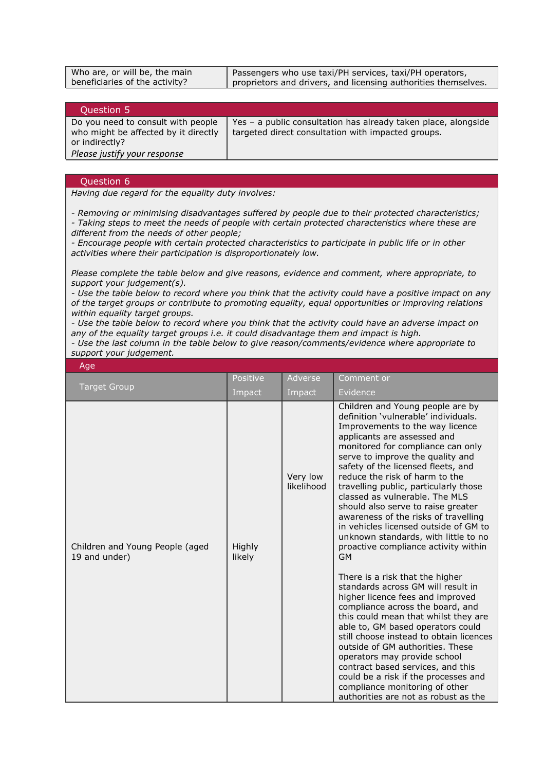| Who are, or will be, the main beneficiaries of the activity? | Passengers who use taxi/PH services, taxi/PH operators, proprietors and drivers, and licensing authorities themselves. |
|---|---|

| Question 5 | |
|---|---|
| Do you need to consult with people who might be affected by it directly or indirectly?<br>*Please justify your response* | Yes – a public consultation has already taken place, alongside targeted direct consultation with impacted groups. |

## Question 6

*Having due regard for the equality duty involves:*

*- Removing or minimising disadvantages suffered by people due to their protected characteristics;*
*- Taking steps to meet the needs of people with certain protected characteristics where these are different from the needs of other people;*
*- Encourage people with certain protected characteristics to participate in public life or in other activities where their participation is disproportionately low.*

*Please complete the table below and give reasons, evidence and comment, where appropriate, to support your judgement(s).*
*- Use the table below to record where you think that the activity could have a positive impact on any of the target groups or contribute to promoting equality, equal opportunities or improving relations within equality target groups.*
*- Use the table below to record where you think that the activity could have an adverse impact on any of the equality target groups i.e. it could disadvantage them and impact is high.*
*- Use the last column in the table below to give reason/comments/evidence where appropriate to support your judgement.*

| Age | | | |
|---|---|---|---|
| Target Group | Positive Impact | Adverse Impact | Comment or Evidence |
| Children and Young People (aged 19 and under) | Highly likely | Very low likelihood | Children and Young people are by definition 'vulnerable' individuals. Improvements to the way licence applicants are assessed and monitored for compliance can only serve to improve the quality and safety of the licensed fleets, and reduce the risk of harm to the travelling public, particularly those classed as vulnerable. The MLS should also serve to raise greater awareness of the risks of travelling in vehicles licensed outside of GM to unknown standards, with little to no proactive compliance activity within GM<br><br>There is a risk that the higher standards across GM will result in higher licence fees and improved compliance across the board, and this could mean that whilst they are able to, GM based operators could still choose instead to obtain licences outside of GM authorities. These operators may provide school contract based services, and this could be a risk if the processes and compliance monitoring of other authorities are not as robust as the |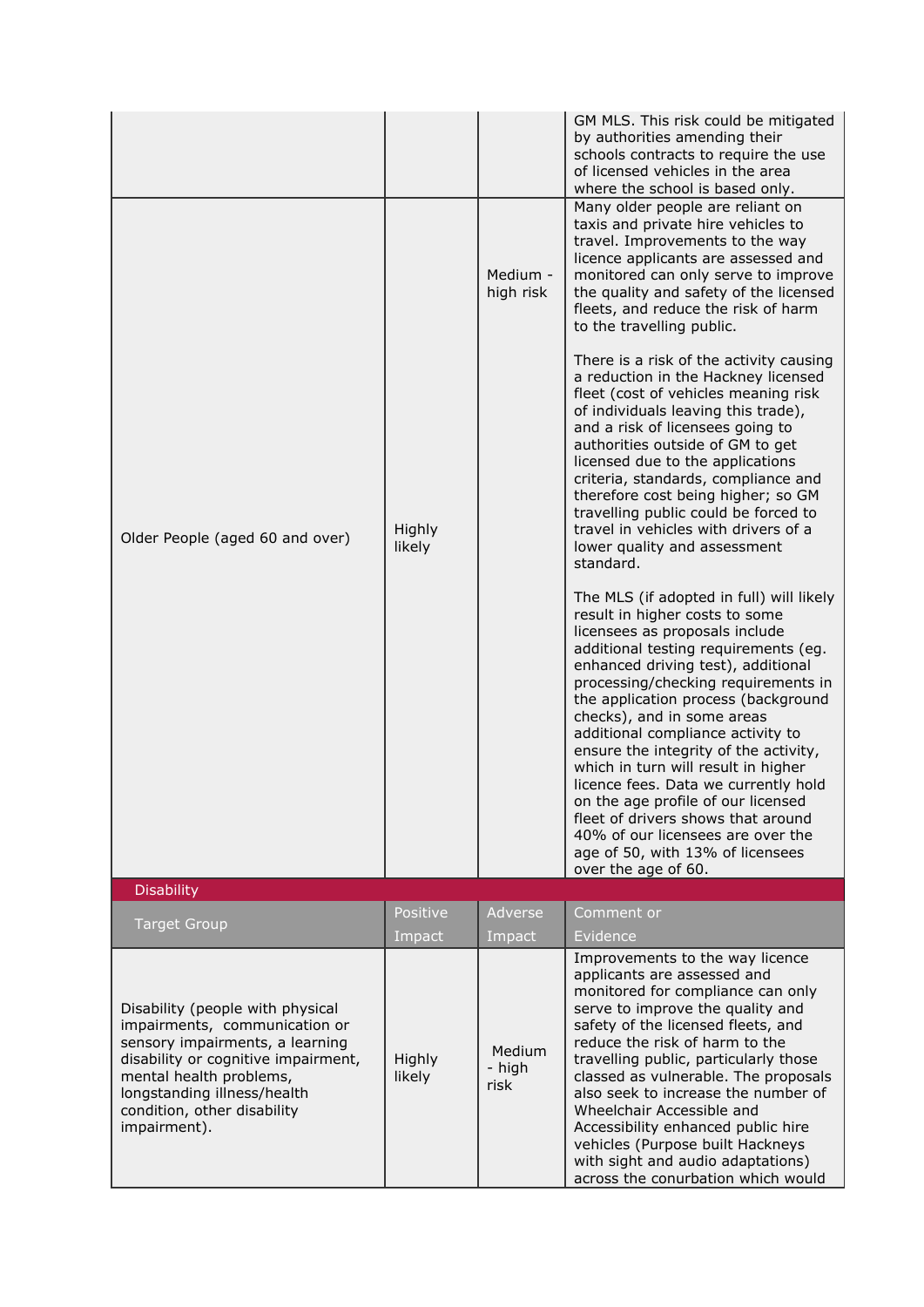| | | | |
|---|---|---|---|
| | | | GM MLS. This risk could be mitigated by authorities amending their schools contracts to require the use of licensed vehicles in the area where the school is based only. |
| Older People (aged 60 and over) | Highly likely | Medium - high risk | Many older people are reliant on taxis and private hire vehicles to travel. Improvements to the way licence applicants are assessed and monitored can only serve to improve the quality and safety of the licensed fleets, and reduce the risk of harm to the travelling public.<br><br>There is a risk of the activity causing a reduction in the Hackney licensed fleet (cost of vehicles meaning risk of individuals leaving this trade), and a risk of licensees going to authorities outside of GM to get licensed due to the applications criteria, standards, compliance and therefore cost being higher; so GM travelling public could be forced to travel in vehicles with drivers of a lower quality and assessment standard.<br><br>The MLS (if adopted in full) will likely result in higher costs to some licensees as proposals include additional testing requirements (eg. enhanced driving test), additional processing/checking requirements in the application process (background checks), and in some areas additional compliance activity to ensure the integrity of the activity, which in turn will result in higher licence fees. Data we currently hold on the age profile of our licensed fleet of drivers shows that around 40% of our licensees are over the age of 50, with 13% of licensees over the age of 60. |

**Disability**

| Target Group | Positive Impact | Adverse Impact | Comment or Evidence |
|---|---|---|---|
| Disability (people with physical impairments, communication or sensory impairments, a learning disability or cognitive impairment, mental health problems, longstanding illness/health condition, other disability impairment). | Highly likely | Medium - high risk | Improvements to the way licence applicants are assessed and monitored for compliance can only serve to improve the quality and safety of the licensed fleets, and reduce the risk of harm to the travelling public, particularly those classed as vulnerable. The proposals also seek to increase the number of Wheelchair Accessible and Accessibility enhanced public hire vehicles (Purpose built Hackneys with sight and audio adaptations) across the conurbation which would |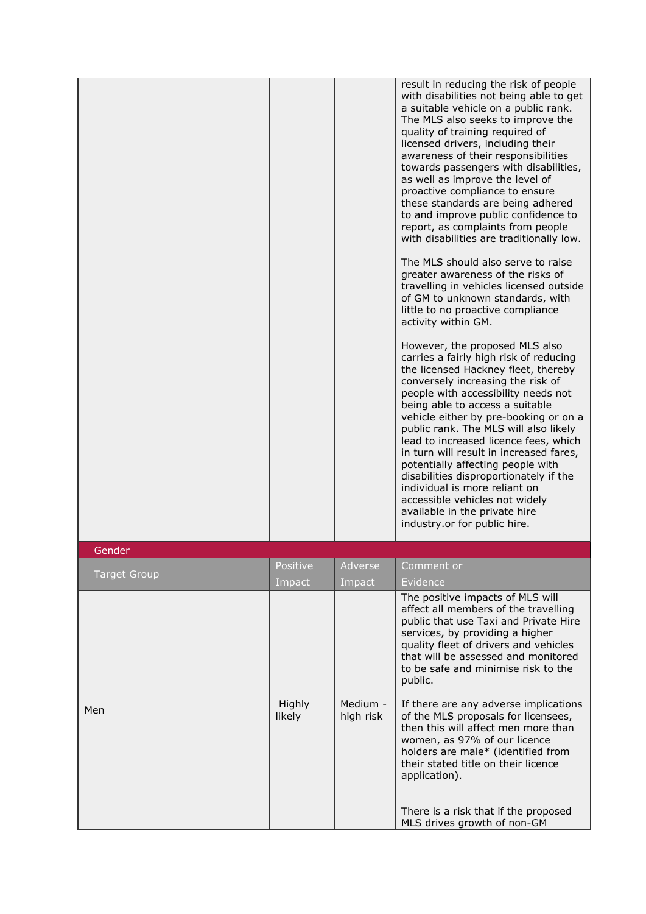| | | | |
|---|---|---|---|
| | | | result in reducing the risk of people with disabilities not being able to get a suitable vehicle on a public rank. The MLS also seeks to improve the quality of training required of licensed drivers, including their awareness of their responsibilities towards passengers with disabilities, as well as improve the level of proactive compliance to ensure these standards are being adhered to and improve public confidence to report, as complaints from people with disabilities are traditionally low.<br><br>The MLS should also serve to raise greater awareness of the risks of travelling in vehicles licensed outside of GM to unknown standards, with little to no proactive compliance activity within GM.<br><br>However, the proposed MLS also carries a fairly high risk of reducing the licensed Hackney fleet, thereby conversely increasing the risk of people with accessibility needs not being able to access a suitable vehicle either by pre-booking or on a public rank. The MLS will also likely lead to increased licence fees, which in turn will result in increased fares, potentially affecting people with disabilities disproportionately if the individual is more reliant on accessible vehicles not widely available in the private hire industry.or for public hire. |

| Gender | | | |
|---|---|---|---|
| **Target Group** | **Positive Impact** | **Adverse Impact** | **Comment or Evidence** |
| Men | Highly likely | Medium - high risk | The positive impacts of MLS will affect all members of the travelling public that use Taxi and Private Hire services, by providing a higher quality fleet of drivers and vehicles that will be assessed and monitored to be safe and minimise risk to the public.<br><br>If there are any adverse implications of the MLS proposals for licensees, then this will affect men more than women, as 97% of our licence holders are male* (identified from their stated title on their licence application).<br><br>There is a risk that if the proposed MLS drives growth of non-GM |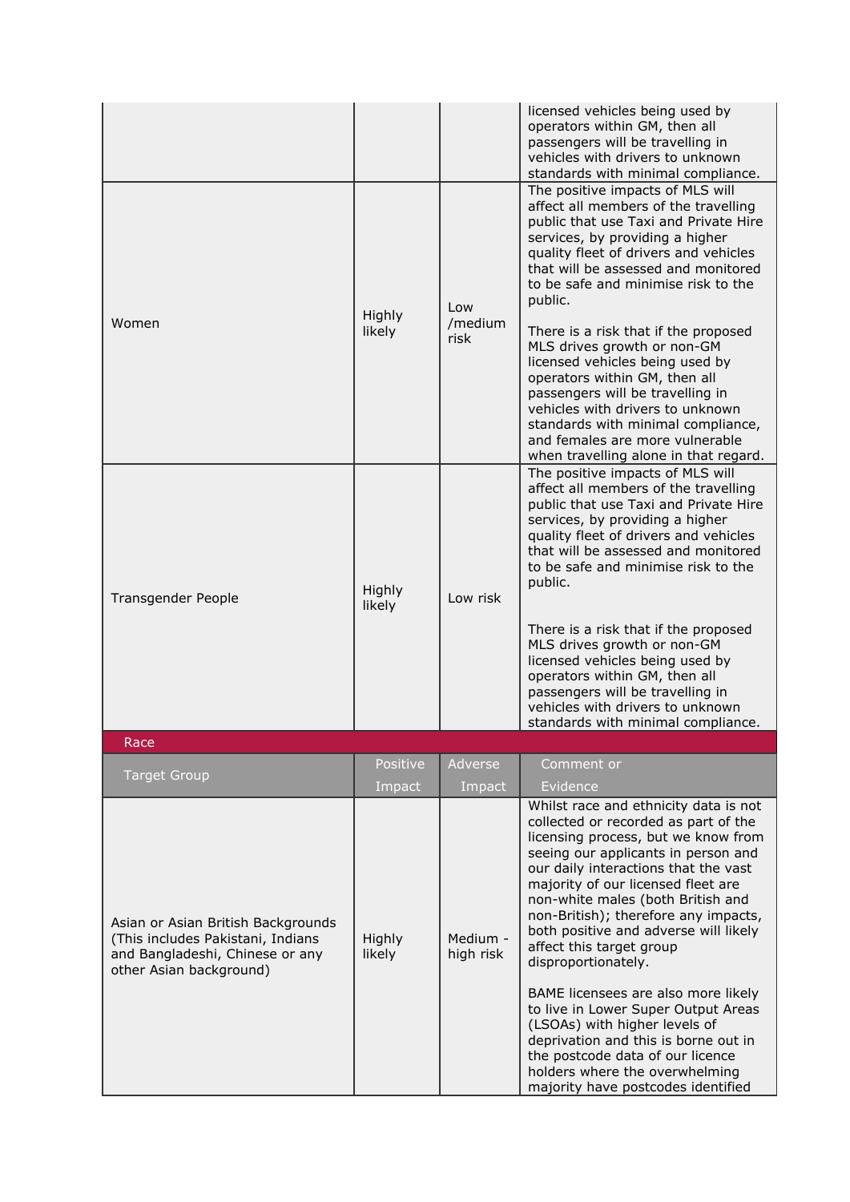| | | | |
|---|---|---|---|
| | | | licensed vehicles being used by operators within GM, then all passengers will be travelling in vehicles with drivers to unknown standards with minimal compliance. |
| Women | Highly likely | Low /medium risk | The positive impacts of MLS will affect all members of the travelling public that use Taxi and Private Hire services, by providing a higher quality fleet of drivers and vehicles that will be assessed and monitored to be safe and minimise risk to the public.<br><br>There is a risk that if the proposed MLS drives growth or non-GM licensed vehicles being used by operators within GM, then all passengers will be travelling in vehicles with drivers to unknown standards with minimal compliance, and females are more vulnerable when travelling alone in that regard. |
| Transgender People | Highly likely | Low risk | The positive impacts of MLS will affect all members of the travelling public that use Taxi and Private Hire services, by providing a higher quality fleet of drivers and vehicles that will be assessed and monitored to be safe and minimise risk to the public.<br><br>There is a risk that if the proposed MLS drives growth or non-GM licensed vehicles being used by operators within GM, then all passengers will be travelling in vehicles with drivers to unknown standards with minimal compliance. |

**Race**

| Target Group | Positive Impact | Adverse Impact | Comment or Evidence |
|---|---|---|---|
| Asian or Asian British Backgrounds (This includes Pakistani, Indians and Bangladeshi, Chinese or any other Asian background) | Highly likely | Medium - high risk | Whilst race and ethnicity data is not collected or recorded as part of the licensing process, but we know from seeing our applicants in person and our daily interactions that the vast majority of our licensed fleet are non-white males (both British and non-British); therefore any impacts, both positive and adverse will likely affect this target group disproportionately.<br><br>BAME licensees are also more likely to live in Lower Super Output Areas (LSOAs) with higher levels of deprivation and this is borne out in the postcode data of our licence holders where the overwhelming majority have postcodes identified |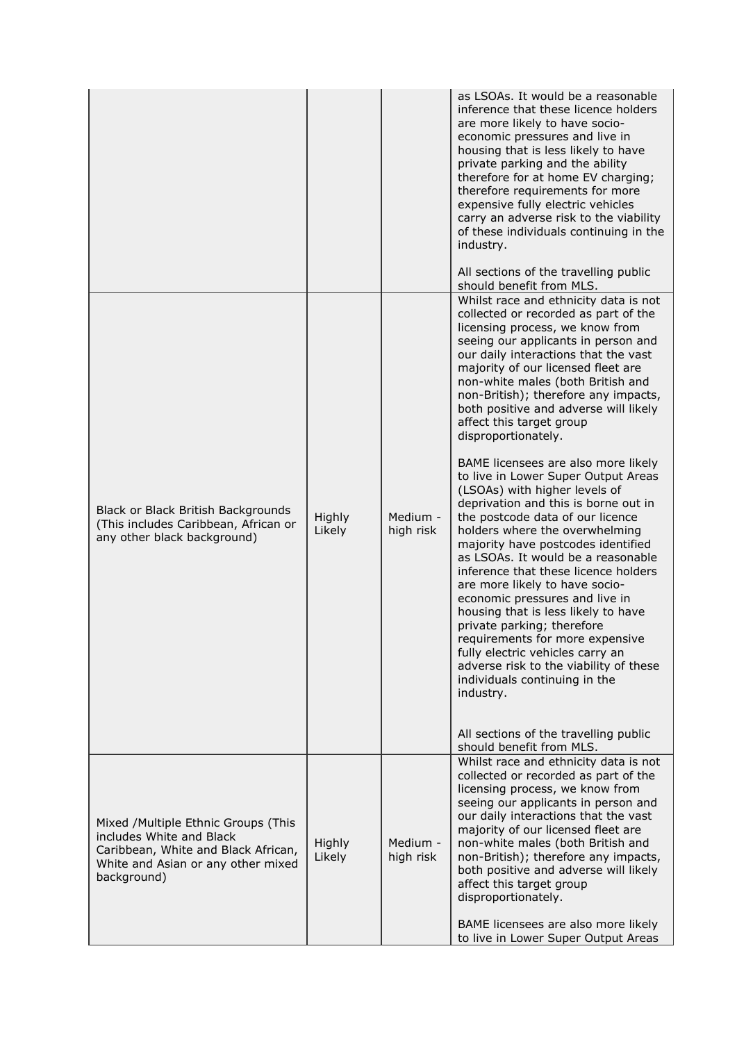| | | | |
|---|---|---|---|
| | | | as LSOAs. It would be a reasonable inference that these licence holders are more likely to have socio-economic pressures and live in housing that is less likely to have private parking and the ability therefore for at home EV charging; therefore requirements for more expensive fully electric vehicles carry an adverse risk to the viability of these individuals continuing in the industry.<br><br>All sections of the travelling public should benefit from MLS. |
| Black or Black British Backgrounds (This includes Caribbean, African or any other black background) | Highly Likely | Medium - high risk | Whilst race and ethnicity data is not collected or recorded as part of the licensing process, we know from seeing our applicants in person and our daily interactions that the vast majority of our licensed fleet are non-white males (both British and non-British); therefore any impacts, both positive and adverse will likely affect this target group disproportionately.<br><br>BAME licensees are also more likely to live in Lower Super Output Areas (LSOAs) with higher levels of deprivation and this is borne out in the postcode data of our licence holders where the overwhelming majority have postcodes identified as LSOAs. It would be a reasonable inference that these licence holders are more likely to have socio-economic pressures and live in housing that is less likely to have private parking; therefore requirements for more expensive fully electric vehicles carry an adverse risk to the viability of these individuals continuing in the industry.<br><br>All sections of the travelling public should benefit from MLS. |
| Mixed /Multiple Ethnic Groups (This includes White and Black Caribbean, White and Black African, White and Asian or any other mixed background) | Highly Likely | Medium - high risk | Whilst race and ethnicity data is not collected or recorded as part of the licensing process, we know from seeing our applicants in person and our daily interactions that the vast majority of our licensed fleet are non-white males (both British and non-British); therefore any impacts, both positive and adverse will likely affect this target group disproportionately.<br><br>BAME licensees are also more likely to live in Lower Super Output Areas |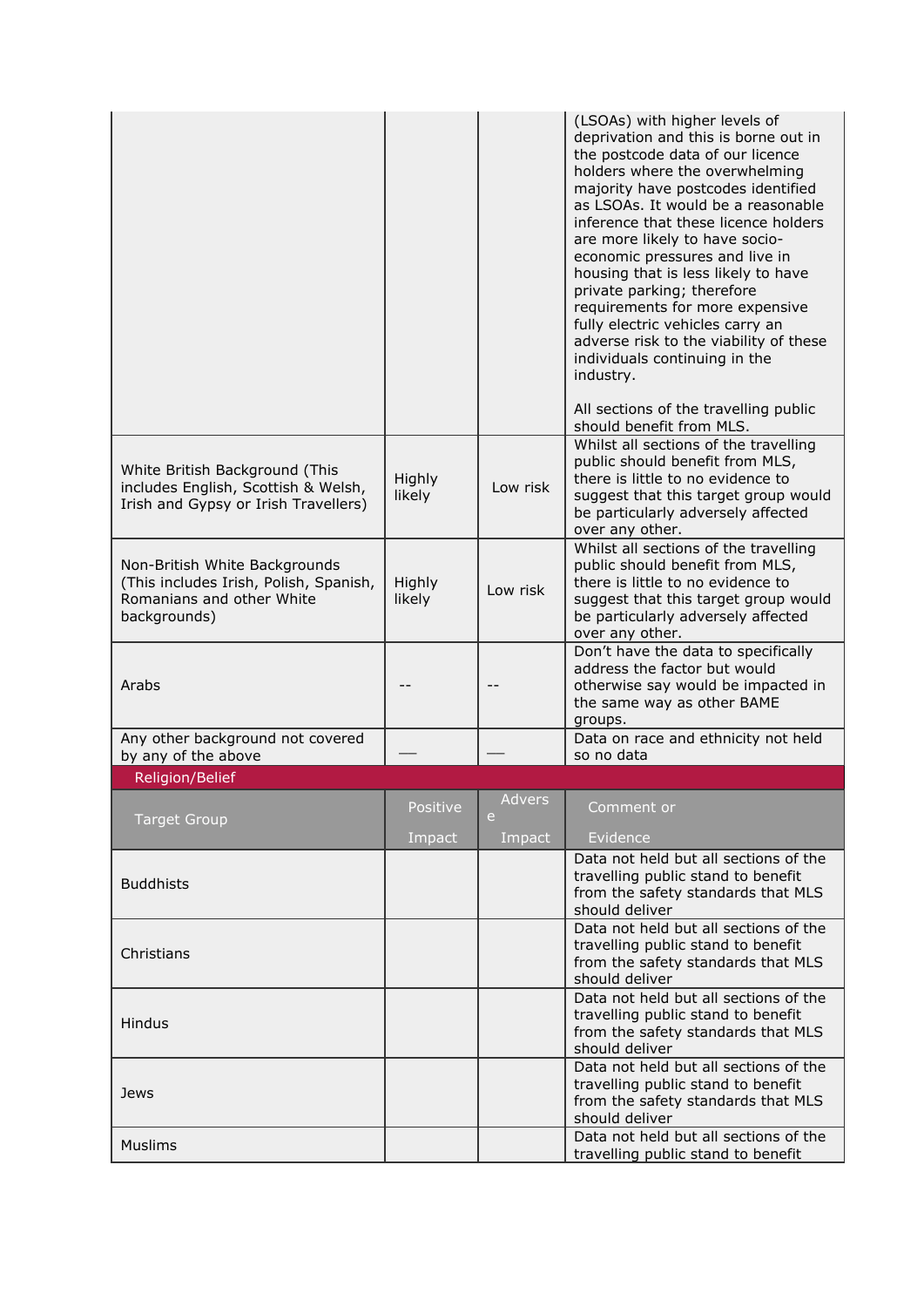| | | | |
|---|---|---|---|
| | | | (LSOAs) with higher levels of deprivation and this is borne out in the postcode data of our licence holders where the overwhelming majority have postcodes identified as LSOAs. It would be a reasonable inference that these licence holders are more likely to have socio-economic pressures and live in housing that is less likely to have private parking; therefore requirements for more expensive fully electric vehicles carry an adverse risk to the viability of these individuals continuing in the industry.<br><br>All sections of the travelling public should benefit from MLS. |
| White British Background (This includes English, Scottish & Welsh, Irish and Gypsy or Irish Travellers) | Highly likely | Low risk | Whilst all sections of the travelling public should benefit from MLS, there is little to no evidence to suggest that this target group would be particularly adversely affected over any other. |
| Non-British White Backgrounds (This includes Irish, Polish, Spanish, Romanians and other White backgrounds) | Highly likely | Low risk | Whilst all sections of the travelling public should benefit from MLS, there is little to no evidence to suggest that this target group would be particularly adversely affected over any other. |
| Arabs | -- | -- | Don't have the data to specifically address the factor but would otherwise say would be impacted in the same way as other BAME groups. |
| Any other background not covered by any of the above | — | — | Data on race and ethnicity not held so no data |

**Religion/Belief**

| Target Group | Positive Impact | Adverse Impact | Comment or Evidence |
|---|---|---|---|
| Buddhists | | | Data not held but all sections of the travelling public stand to benefit from the safety standards that MLS should deliver |
| Christians | | | Data not held but all sections of the travelling public stand to benefit from the safety standards that MLS should deliver |
| Hindus | | | Data not held but all sections of the travelling public stand to benefit from the safety standards that MLS should deliver |
| Jews | | | Data not held but all sections of the travelling public stand to benefit from the safety standards that MLS should deliver |
| Muslims | | | Data not held but all sections of the travelling public stand to benefit |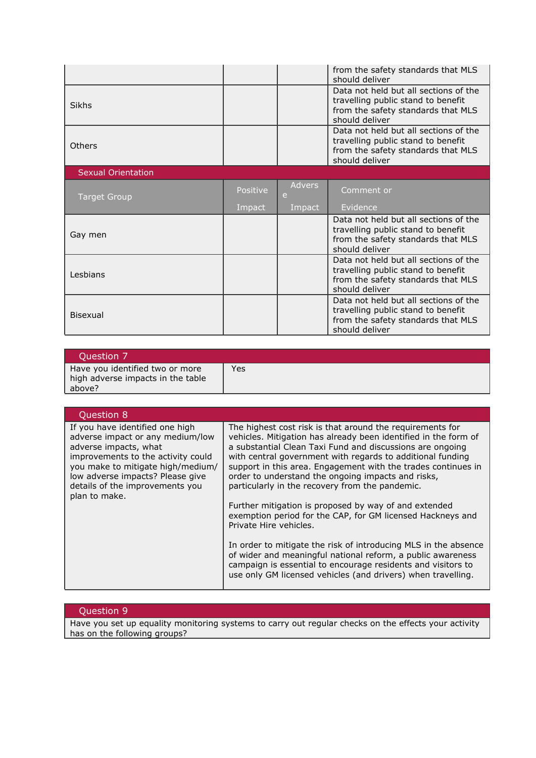| | | | |
|---|---|---|---|
| | | | from the safety standards that MLS should deliver |
| Sikhs | | | Data not held but all sections of the travelling public stand to benefit from the safety standards that MLS should deliver |
| Others | | | Data not held but all sections of the travelling public stand to benefit from the safety standards that MLS should deliver |

**Sexual Orientation**

| Target Group | Positive Impact | Adverse Impact | Comment or Evidence |
|---|---|---|---|
| Gay men | | | Data not held but all sections of the travelling public stand to benefit from the safety standards that MLS should deliver |
| Lesbians | | | Data not held but all sections of the travelling public stand to benefit from the safety standards that MLS should deliver |
| Bisexual | | | Data not held but all sections of the travelling public stand to benefit from the safety standards that MLS should deliver |

| Question 7 | |
|---|---|
| Have you identified two or more high adverse impacts in the table above? | Yes |

| Question 8 | |
|---|---|
| If you have identified one high adverse impact or any medium/low adverse impacts, what improvements to the activity could you make to mitigate high/medium/low adverse impacts? Please give details of the improvements you plan to make. | The highest cost risk is that around the requirements for vehicles. Mitigation has already been identified in the form of a substantial Clean Taxi Fund and discussions are ongoing with central government with regards to additional funding support in this area. Engagement with the trades continues in order to understand the ongoing impacts and risks, particularly in the recovery from the pandemic.<br><br>Further mitigation is proposed by way of and extended exemption period for the CAP, for GM licensed Hackneys and Private Hire vehicles.<br><br>In order to mitigate the risk of introducing MLS in the absence of wider and meaningful national reform, a public awareness campaign is essential to encourage residents and visitors to use only GM licensed vehicles (and drivers) when travelling. |

| Question 9 |
|---|
| Have you set up equality monitoring systems to carry out regular checks on the effects your activity has on the following groups? |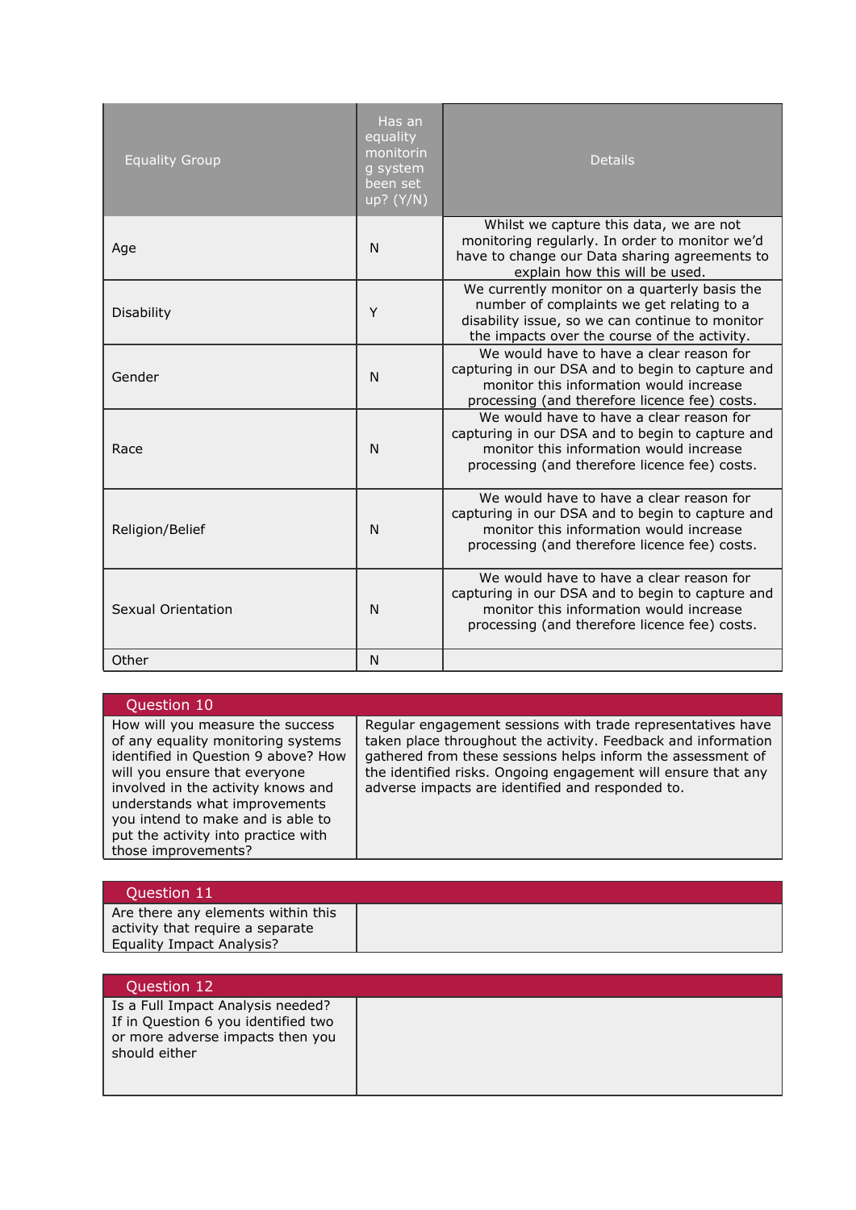| Equality Group | Has an equality monitoring system been set up? (Y/N) | Details |
|---|---|---|
| Age | N | Whilst we capture this data, we are not monitoring regularly. In order to monitor we'd have to change our Data sharing agreements to explain how this will be used. |
| Disability | Y | We currently monitor on a quarterly basis the number of complaints we get relating to a disability issue, so we can continue to monitor the impacts over the course of the activity. |
| Gender | N | We would have to have a clear reason for capturing in our DSA and to begin to capture and monitor this information would increase processing (and therefore licence fee) costs. |
| Race | N | We would have to have a clear reason for capturing in our DSA and to begin to capture and monitor this information would increase processing (and therefore licence fee) costs. |
| Religion/Belief | N | We would have to have a clear reason for capturing in our DSA and to begin to capture and monitor this information would increase processing (and therefore licence fee) costs. |
| Sexual Orientation | N | We would have to have a clear reason for capturing in our DSA and to begin to capture and monitor this information would increase processing (and therefore licence fee) costs. |
| Other | N | |

| Question 10 | |
|---|---|
| How will you measure the success of any equality monitoring systems identified in Question 9 above? How will you ensure that everyone involved in the activity knows and understands what improvements you intend to make and is able to put the activity into practice with those improvements? | Regular engagement sessions with trade representatives have taken place throughout the activity. Feedback and information gathered from these sessions helps inform the assessment of the identified risks. Ongoing engagement will ensure that any adverse impacts are identified and responded to. |

| Question 11 | |
|---|---|
| Are there any elements within this activity that require a separate Equality Impact Analysis? | |

| Question 12 | |
|---|---|
| Is a Full Impact Analysis needed? If in Question 6 you identified two or more adverse impacts then you should either | |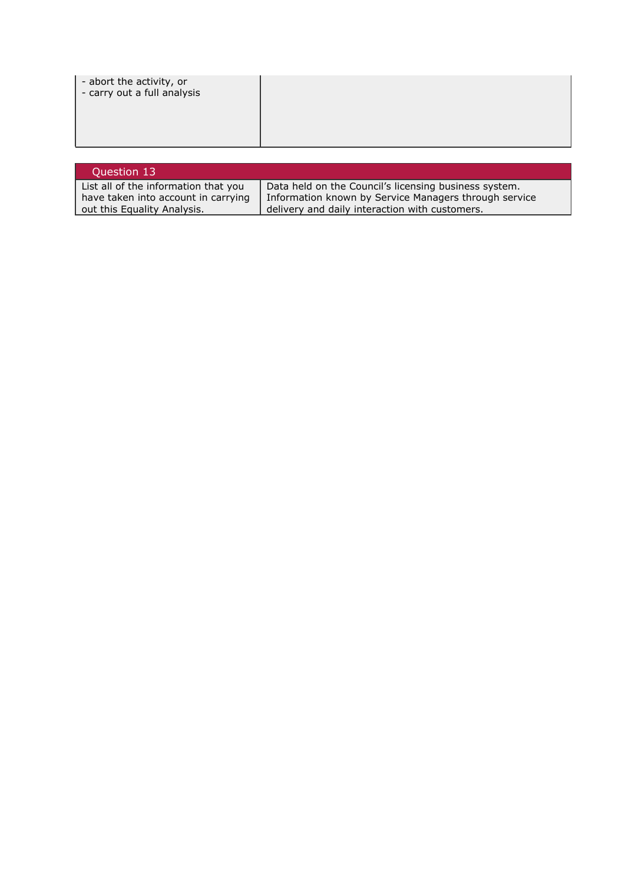| | |
|---|---|
| - abort the activity, or<br>- carry out a full analysis | |

| Question 13 | |
|---|---|
| List all of the information that you have taken into account in carrying out this Equality Analysis. | Data held on the Council's licensing business system.<br>Information known by Service Managers through service delivery and daily interaction with customers. |